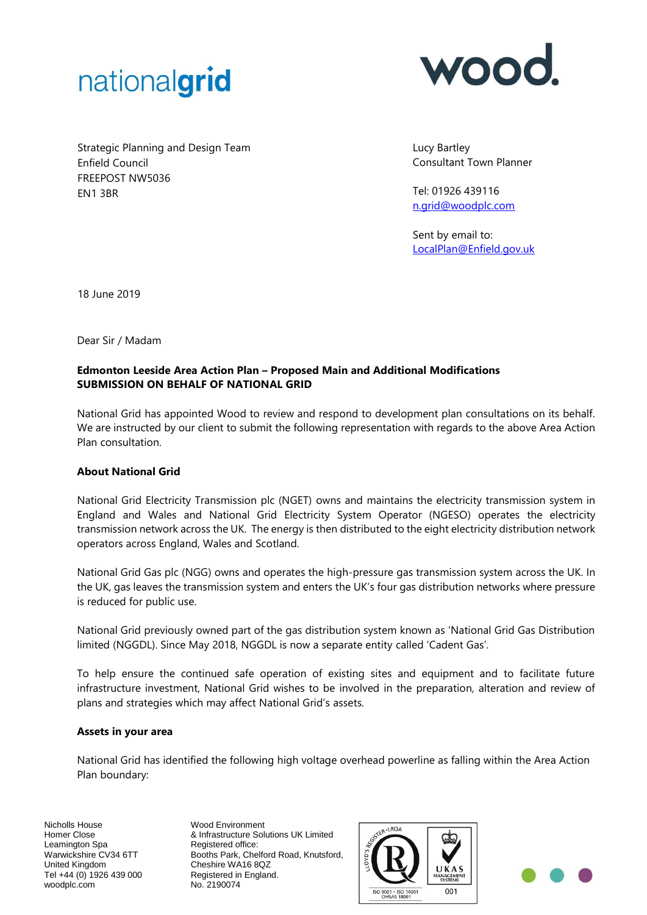nationalgrid

wood.

Strategic Planning and Design Team
Enfield Council
FREEPOST NW5036
EN1 3BR

Lucy Bartley
Consultant Town Planner

Tel: 01926 439116
n.grid@woodplc.com

Sent by email to:
LocalPlan@Enfield.gov.uk

18 June 2019

Dear Sir / Madam

**Edmonton Leeside Area Action Plan – Proposed Main and Additional Modifications**
**SUBMISSION ON BEHALF OF NATIONAL GRID**

National Grid has appointed Wood to review and respond to development plan consultations on its behalf. We are instructed by our client to submit the following representation with regards to the above Area Action Plan consultation.

**About National Grid**

National Grid Electricity Transmission plc (NGET) owns and maintains the electricity transmission system in England and Wales and National Grid Electricity System Operator (NGESO) operates the electricity transmission network across the UK. The energy is then distributed to the eight electricity distribution network operators across England, Wales and Scotland.

National Grid Gas plc (NGG) owns and operates the high-pressure gas transmission system across the UK. In the UK, gas leaves the transmission system and enters the UK's four gas distribution networks where pressure is reduced for public use.

National Grid previously owned part of the gas distribution system known as 'National Grid Gas Distribution limited (NGGDL). Since May 2018, NGGDL is now a separate entity called 'Cadent Gas'.

To help ensure the continued safe operation of existing sites and equipment and to facilitate future infrastructure investment, National Grid wishes to be involved in the preparation, alteration and review of plans and strategies which may affect National Grid's assets.

**Assets in your area**

National Grid has identified the following high voltage overhead powerline as falling within the Area Action Plan boundary:

Nicholls House
Homer Close
Leamington Spa
Warwickshire CV34 6TT
United Kingdom
Tel +44 (0) 1926 439 000
woodplc.com

Wood Environment
& Infrastructure Solutions UK Limited
Registered office:
Booths Park, Chelford Road, Knutsford,
Cheshire WA16 8QZ
Registered in England.
No. 2190074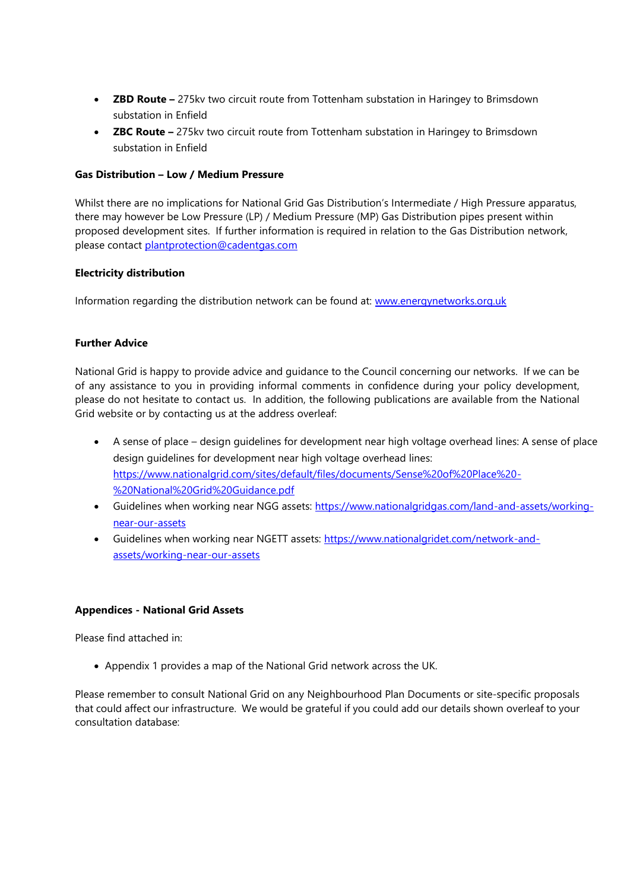- **ZBD Route –** 275kv two circuit route from Tottenham substation in Haringey to Brimsdown substation in Enfield
- **ZBC Route –** 275kv two circuit route from Tottenham substation in Haringey to Brimsdown substation in Enfield

**Gas Distribution – Low / Medium Pressure**

Whilst there are no implications for National Grid Gas Distribution's Intermediate / High Pressure apparatus, there may however be Low Pressure (LP) / Medium Pressure (MP) Gas Distribution pipes present within proposed development sites. If further information is required in relation to the Gas Distribution network, please contact plantprotection@cadentgas.com

**Electricity distribution**

Information regarding the distribution network can be found at: www.energynetworks.org.uk

**Further Advice**

National Grid is happy to provide advice and guidance to the Council concerning our networks. If we can be of any assistance to you in providing informal comments in confidence during your policy development, please do not hesitate to contact us. In addition, the following publications are available from the National Grid website or by contacting us at the address overleaf:

- A sense of place – design guidelines for development near high voltage overhead lines: A sense of place design guidelines for development near high voltage overhead lines: https://www.nationalgrid.com/sites/default/files/documents/Sense%20of%20Place%20-%20National%20Grid%20Guidance.pdf
- Guidelines when working near NGG assets: https://www.nationalgridgas.com/land-and-assets/working-near-our-assets
- Guidelines when working near NGETT assets: https://www.nationalgridet.com/network-and-assets/working-near-our-assets

**Appendices - National Grid Assets**

Please find attached in:

- Appendix 1 provides a map of the National Grid network across the UK.

Please remember to consult National Grid on any Neighbourhood Plan Documents or site-specific proposals that could affect our infrastructure. We would be grateful if you could add our details shown overleaf to your consultation database: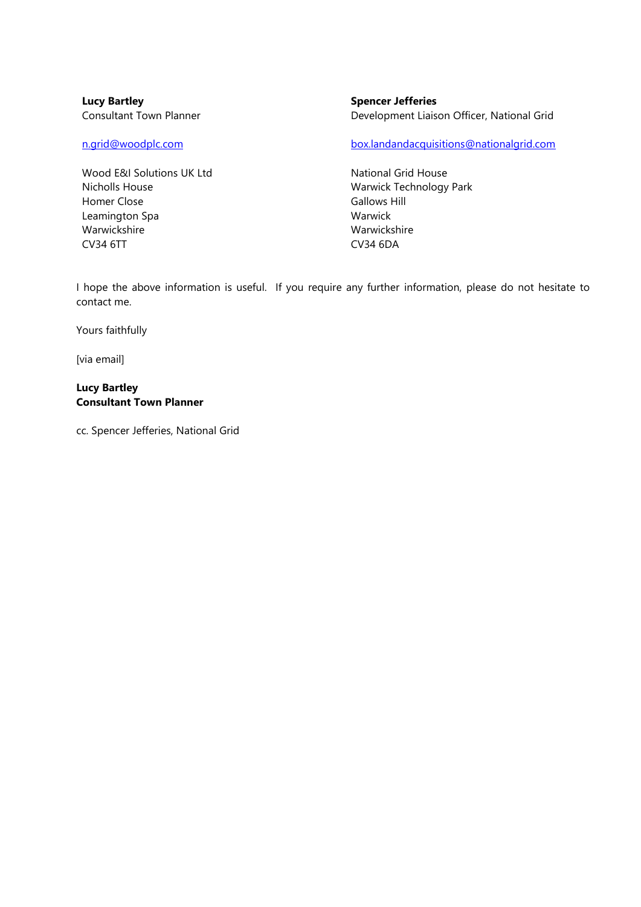| **Lucy Bartley**<br>Consultant Town Planner | **Spencer Jefferies**<br>Development Liaison Officer, National Grid |
|---|---|
| n.grid@woodplc.com | box.landandacquisitions@nationalgrid.com |
| Wood E&I Solutions UK Ltd<br>Nicholls House<br>Homer Close<br>Leamington Spa<br>Warwickshire<br>CV34 6TT | National Grid House<br>Warwick Technology Park<br>Gallows Hill<br>Warwick<br>Warwickshire<br>CV34 6DA |

I hope the above information is useful. If you require any further information, please do not hesitate to contact me.

Yours faithfully

[via email]

**Lucy Bartley**
**Consultant Town Planner**

cc. Spencer Jefferies, National Grid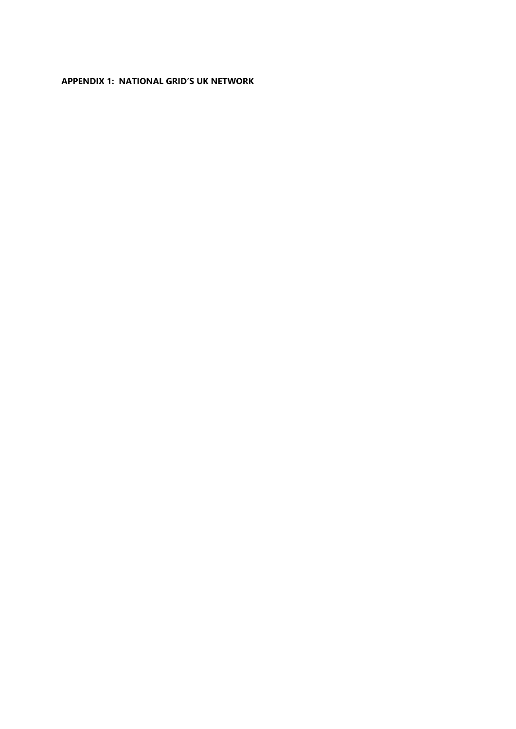**APPENDIX 1: NATIONAL GRID'S UK NETWORK**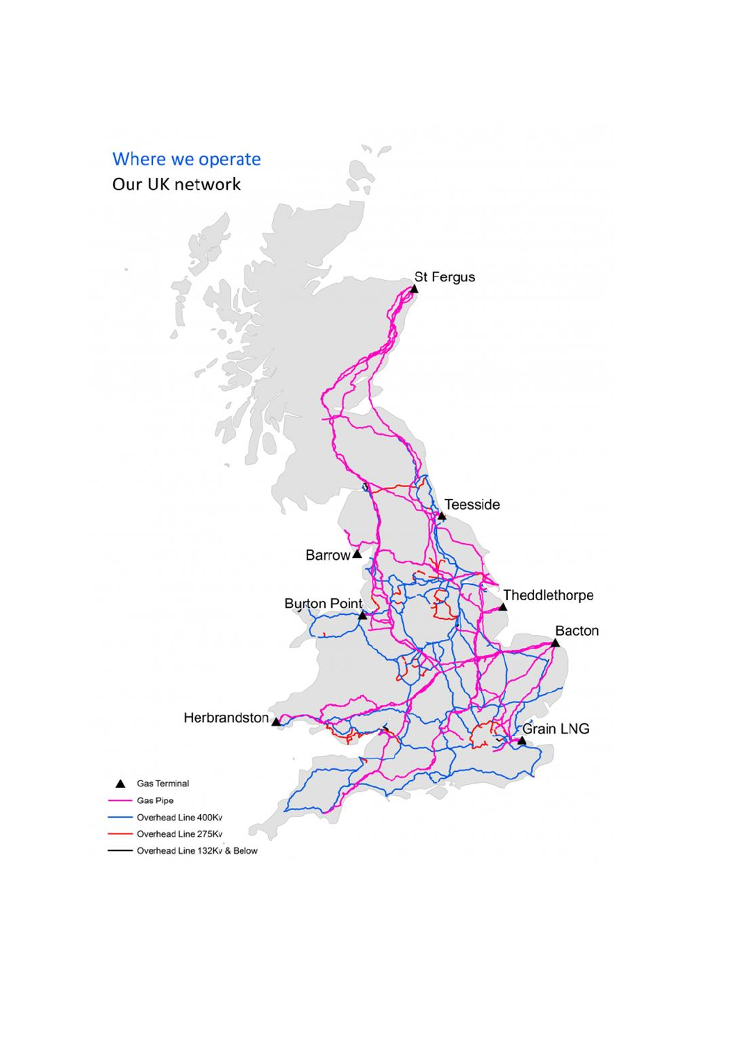## Where we operate

Our UK network

St Fergus

Teesside

Barrow

Theddlethorpe

Burton Point

Bacton

Herbrandston

Grain LNG

Gas Terminal

Gas Pipe

Overhead Line 400Kv

Overhead Line 275Kv

Overhead Line 132Kv & Below